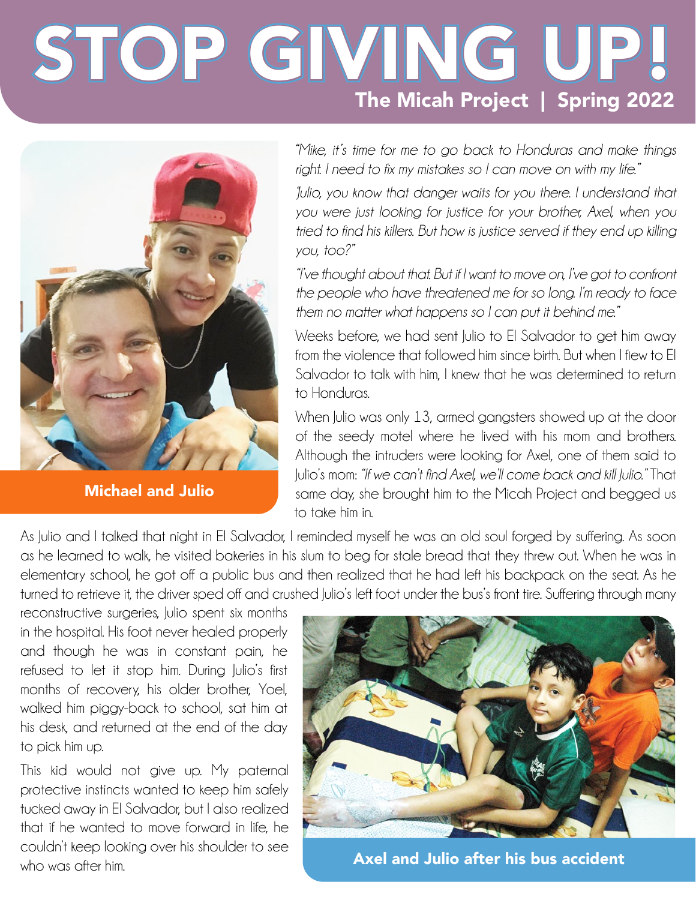# STOP GIVING UP!

## The Micah Project | Spring 2022

Michael and Julio

*"Mike, it's time for me to go back to Honduras and make things right. I need to fix my mistakes so I can move on with my life."*

*"Julio, you know that danger waits for you there. I understand that you were just looking for justice for your brother, Axel, when you tried to find his killers. But how is justice served if they end up killing you, too?"*

*"I've thought about that. But if I want to move on, I've got to confront the people who have threatened me for so long. I'm ready to face them no matter what happens so I can put it behind me."*

Weeks before, we had sent Julio to El Salvador to get him away from the violence that followed him since birth. But when I flew to El Salvador to talk with him, I knew that he was determined to return to Honduras.

When Julio was only 13, armed gangsters showed up at the door of the seedy motel where he lived with his mom and brothers. Although the intruders were looking for Axel, one of them said to Julio's mom: *"If we can't find Axel, we'll come back and kill Julio."* That same day, she brought him to the Micah Project and begged us to take him in.

As Julio and I talked that night in El Salvador, I reminded myself he was an old soul forged by suffering. As soon as he learned to walk, he visited bakeries in his slum to beg for stale bread that they threw out. When he was in elementary school, he got off a public bus and then realized that he had left his backpack on the seat. As he turned to retrieve it, the driver sped off and crushed Julio's left foot under the bus's front tire. Suffering through many reconstructive surgeries, Julio spent six months in the hospital. His foot never healed properly and though he was in constant pain, he refused to let it stop him. During Julio's first months of recovery, his older brother, Yoel, walked him piggy-back to school, sat him at his desk, and returned at the end of the day to pick him up.

This kid would not give up. My paternal protective instincts wanted to keep him safely tucked away in El Salvador, but I also realized that if he wanted to move forward in life, he couldn't keep looking over his shoulder to see who was after him.

Axel and Julio after his bus accident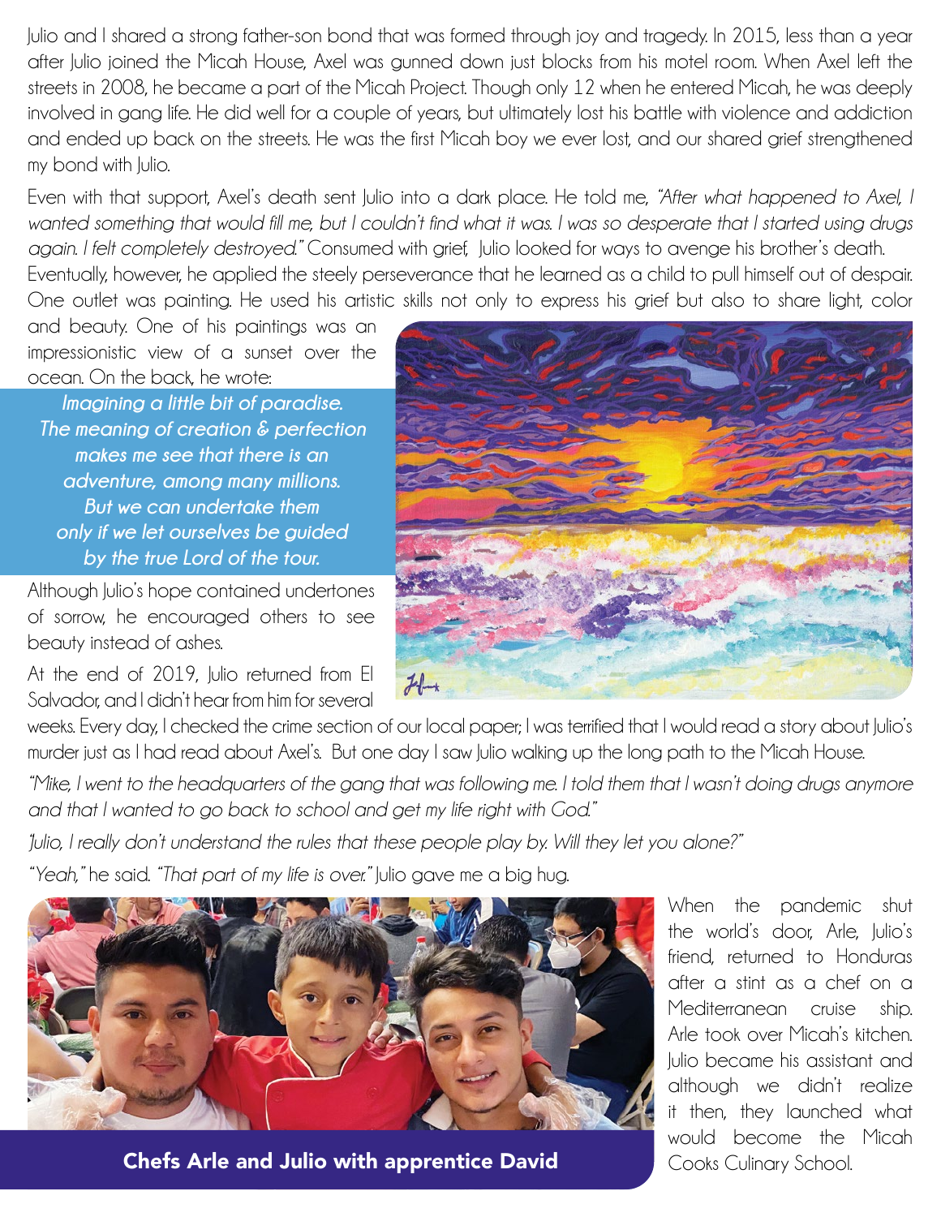Julio and I shared a strong father-son bond that was formed through joy and tragedy. In 2015, less than a year after Julio joined the Micah House, Axel was gunned down just blocks from his motel room. When Axel left the streets in 2008, he became a part of the Micah Project. Though only 12 when he entered Micah, he was deeply involved in gang life. He did well for a couple of years, but ultimately lost his battle with violence and addiction and ended up back on the streets. He was the first Micah boy we ever lost, and our shared grief strengthened my bond with Julio.

Even with that support, Axel's death sent Julio into a dark place. He told me, *"After what happened to Axel, I wanted something that would fill me, but I couldn't find what it was. I was so desperate that I started using drugs again. I felt completely destroyed."* Consumed with grief, Julio looked for ways to avenge his brother's death. Eventually, however, he applied the steely perseverance that he learned as a child to pull himself out of despair. One outlet was painting. He used his artistic skills not only to express his grief but also to share light, color and beauty. One of his paintings was an impressionistic view of a sunset over the ocean. On the back, he wrote:

> ***Imagining a little bit of paradise.***
> ***The meaning of creation & perfection***
> ***makes me see that there is an***
> ***adventure, among many millions.***
> ***But we can undertake them***
> ***only if we let ourselves be guided***
> ***by the true Lord of the tour.***

Although Julio's hope contained undertones of sorrow, he encouraged others to see beauty instead of ashes.

At the end of 2019, Julio returned from El Salvador, and I didn't hear from him for several weeks. Every day, I checked the crime section of our local paper; I was terrified that I would read a story about Julio's murder just as I had read about Axel's. But one day I saw Julio walking up the long path to the Micah House.

*"Mike, I went to the headquarters of the gang that was following me. I told them that I wasn't doing drugs anymore and that I wanted to go back to school and get my life right with God."*

*"Julio, I really don't understand the rules that these people play by. Will they let you alone?"*

*"Yeah,"* he said. *"That part of my life is over."* Julio gave me a big hug.

When the pandemic shut the world's door, Arle, Julio's friend, returned to Honduras after a stint as a chef on a Mediterranean cruise ship. Arle took over Micah's kitchen. Julio became his assistant and although we didn't realize it then, they launched what would become the Micah Cooks Culinary School.

**Chefs Arle and Julio with apprentice David**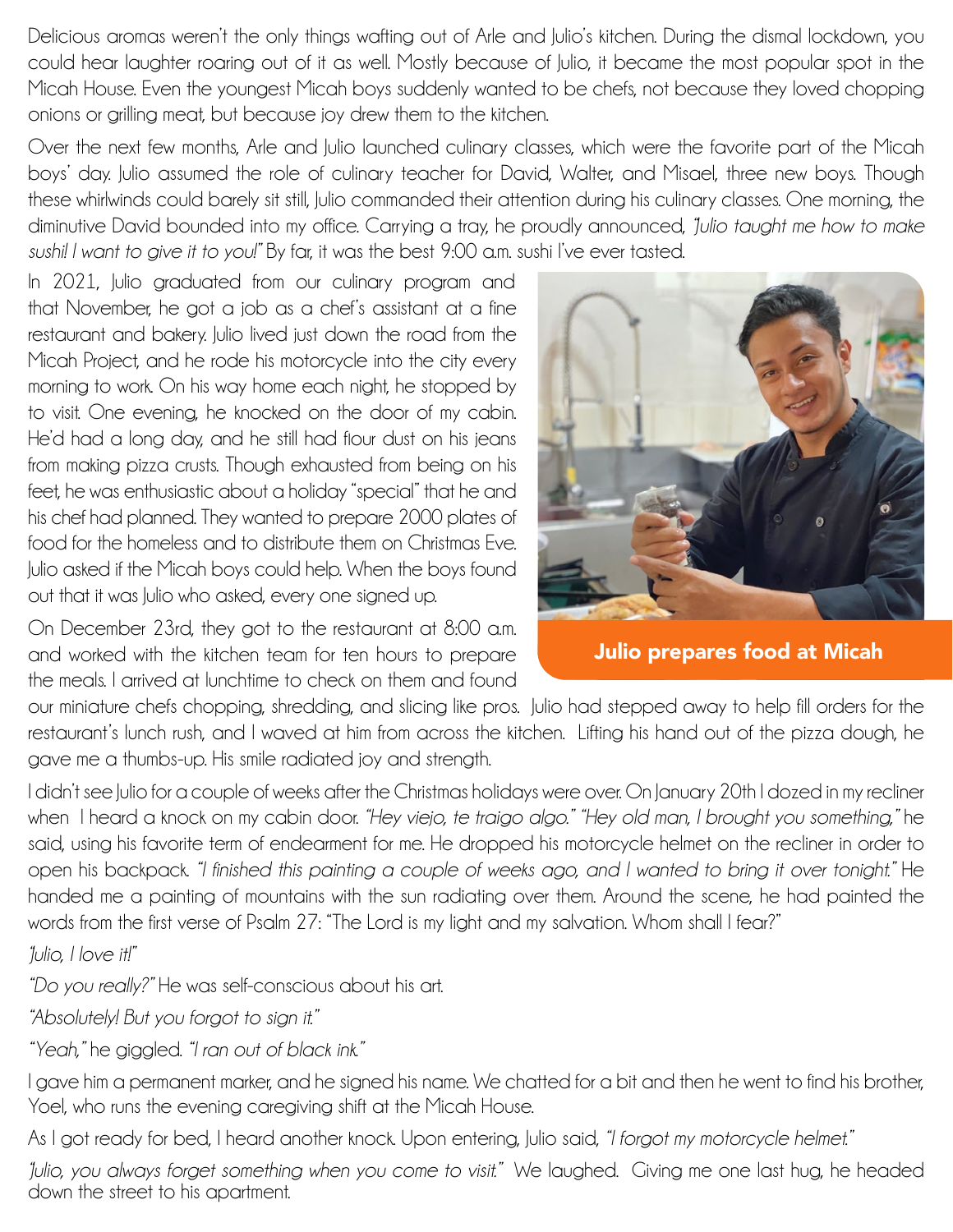Delicious aromas weren't the only things wafting out of Arle and Julio's kitchen. During the dismal lockdown, you could hear laughter roaring out of it as well. Mostly because of Julio, it became the most popular spot in the Micah House. Even the youngest Micah boys suddenly wanted to be chefs, not because they loved chopping onions or grilling meat, but because joy drew them to the kitchen.

Over the next few months, Arle and Julio launched culinary classes, which were the favorite part of the Micah boys' day. Julio assumed the role of culinary teacher for David, Walter, and Misael, three new boys. Though these whirlwinds could barely sit still, Julio commanded their attention during his culinary classes. One morning, the diminutive David bounded into my office. Carrying a tray, he proudly announced, *"Julio taught me how to make sushi! I want to give it to you!"* By far, it was the best 9:00 a.m. sushi I've ever tasted.

In 2021, Julio graduated from our culinary program and that November, he got a job as a chef's assistant at a fine restaurant and bakery. Julio lived just down the road from the Micah Project, and he rode his motorcycle into the city every morning to work. On his way home each night, he stopped by to visit. One evening, he knocked on the door of my cabin. He'd had a long day, and he still had flour dust on his jeans from making pizza crusts. Though exhausted from being on his feet, he was enthusiastic about a holiday "special" that he and his chef had planned. They wanted to prepare 2000 plates of food for the homeless and to distribute them on Christmas Eve. Julio asked if the Micah boys could help. When the boys found out that it was Julio who asked, every one signed up.

Julio prepares food at Micah

On December 23rd, they got to the restaurant at 8:00 a.m. and worked with the kitchen team for ten hours to prepare the meals. I arrived at lunchtime to check on them and found our miniature chefs chopping, shredding, and slicing like pros. Julio had stepped away to help fill orders for the restaurant's lunch rush, and I waved at him from across the kitchen. Lifting his hand out of the pizza dough, he gave me a thumbs-up. His smile radiated joy and strength.

I didn't see Julio for a couple of weeks after the Christmas holidays were over. On January 20th I dozed in my recliner when I heard a knock on my cabin door. *"Hey viejo, te traigo algo." "Hey old man, I brought you something,"* he said, using his favorite term of endearment for me. He dropped his motorcycle helmet on the recliner in order to open his backpack. *"I finished this painting a couple of weeks ago, and I wanted to bring it over tonight."* He handed me a painting of mountains with the sun radiating over them. Around the scene, he had painted the words from the first verse of Psalm 27: "The Lord is my light and my salvation. Whom shall I fear?"

*"Julio, I love it!"*

*"Do you really?"* He was self-conscious about his art.

*"Absolutely! But you forgot to sign it."*

*"Yeah,"* he giggled. *"I ran out of black ink."*

I gave him a permanent marker, and he signed his name. We chatted for a bit and then he went to find his brother, Yoel, who runs the evening caregiving shift at the Micah House.

As I got ready for bed, I heard another knock. Upon entering, Julio said, *"I forgot my motorcycle helmet."*

*"Julio, you always forget something when you come to visit."* We laughed. Giving me one last hug, he headed down the street to his apartment.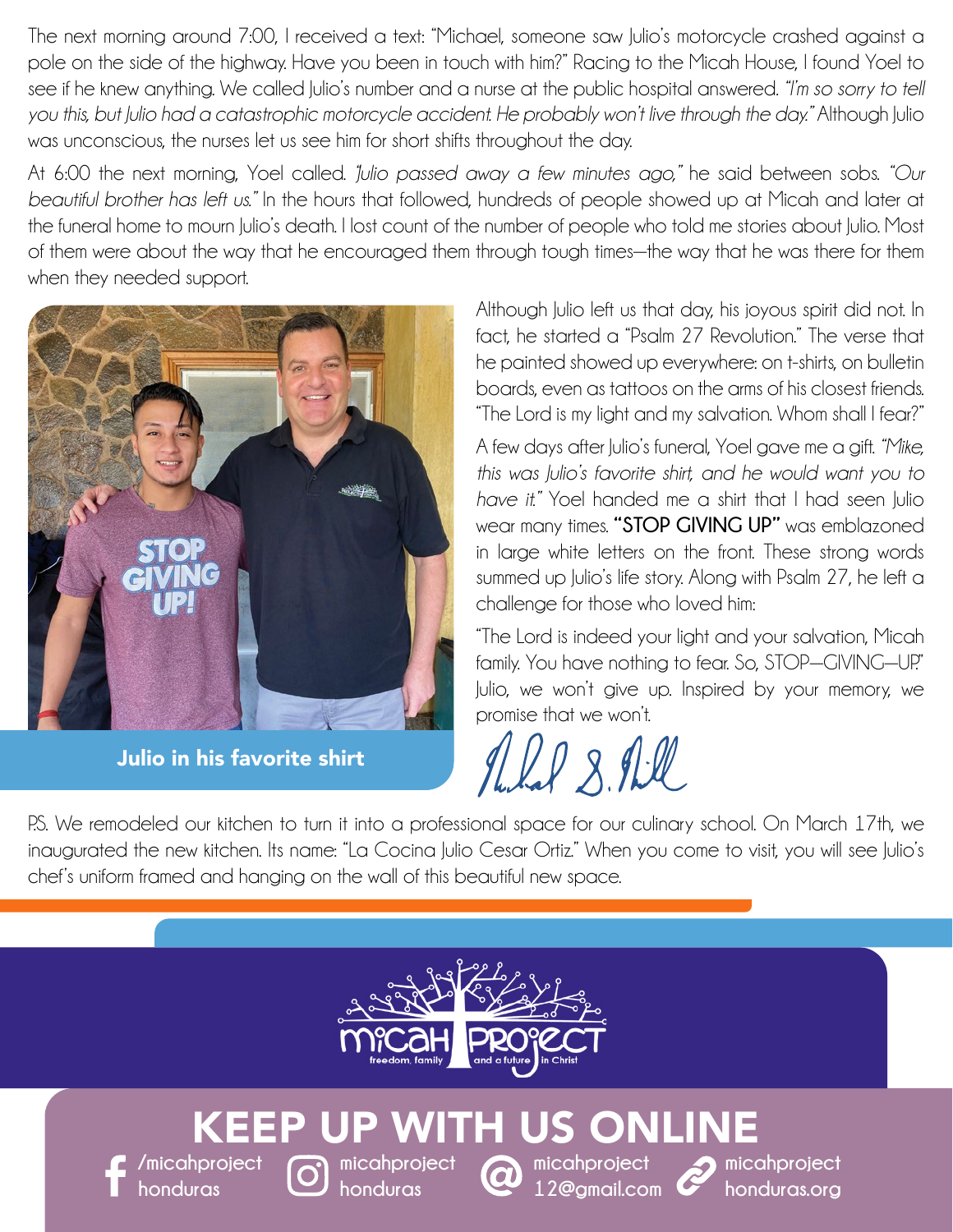The next morning around 7:00, I received a text: "Michael, someone saw Julio's motorcycle crashed against a pole on the side of the highway. Have you been in touch with him?" Racing to the Micah House, I found Yoel to see if he knew anything. We called Julio's number and a nurse at the public hospital answered. *"I'm so sorry to tell you this, but Julio had a catastrophic motorcycle accident. He probably won't live through the day."* Although Julio was unconscious, the nurses let us see him for short shifts throughout the day.

At 6:00 the next morning, Yoel called. *"Julio passed away a few minutes ago,"* he said between sobs. *"Our beautiful brother has left us."* In the hours that followed, hundreds of people showed up at Micah and later at the funeral home to mourn Julio's death. I lost count of the number of people who told me stories about Julio. Most of them were about the way that he encouraged them through tough times—the way that he was there for them when they needed support.

**Julio in his favorite shirt**

Although Julio left us that day, his joyous spirit did not. In fact, he started a "Psalm 27 Revolution." The verse that he painted showed up everywhere: on t-shirts, on bulletin boards, even as tattoos on the arms of his closest friends. "The Lord is my light and my salvation. Whom shall I fear?"

A few days after Julio's funeral, Yoel gave me a gift. *"Mike, this was Julio's favorite shirt, and he would want you to have it."* Yoel handed me a shirt that I had seen Julio wear many times. **"STOP GIVING UP"** was emblazoned in large white letters on the front. These strong words summed up Julio's life story. Along with Psalm 27, he left a challenge for those who loved him:

"The Lord is indeed your light and your salvation, Micah family. You have nothing to fear. So, STOP—GIVING—UP."

Julio, we won't give up. Inspired by your memory, we promise that we won't.

P.S. We remodeled our kitchen to turn it into a professional space for our culinary school. On March 17th, we inaugurated the new kitchen. Its name: "La Cocina Julio Cesar Ortiz." When you come to visit, you will see Julio's chef's uniform framed and hanging on the wall of this beautiful new space.

micah PROJECT
freedom, family and a future in Christ

# KEEP UP WITH US ONLINE

/micahproject honduras

micahproject honduras

micahproject 12@gmail.com

micahproject honduras.org